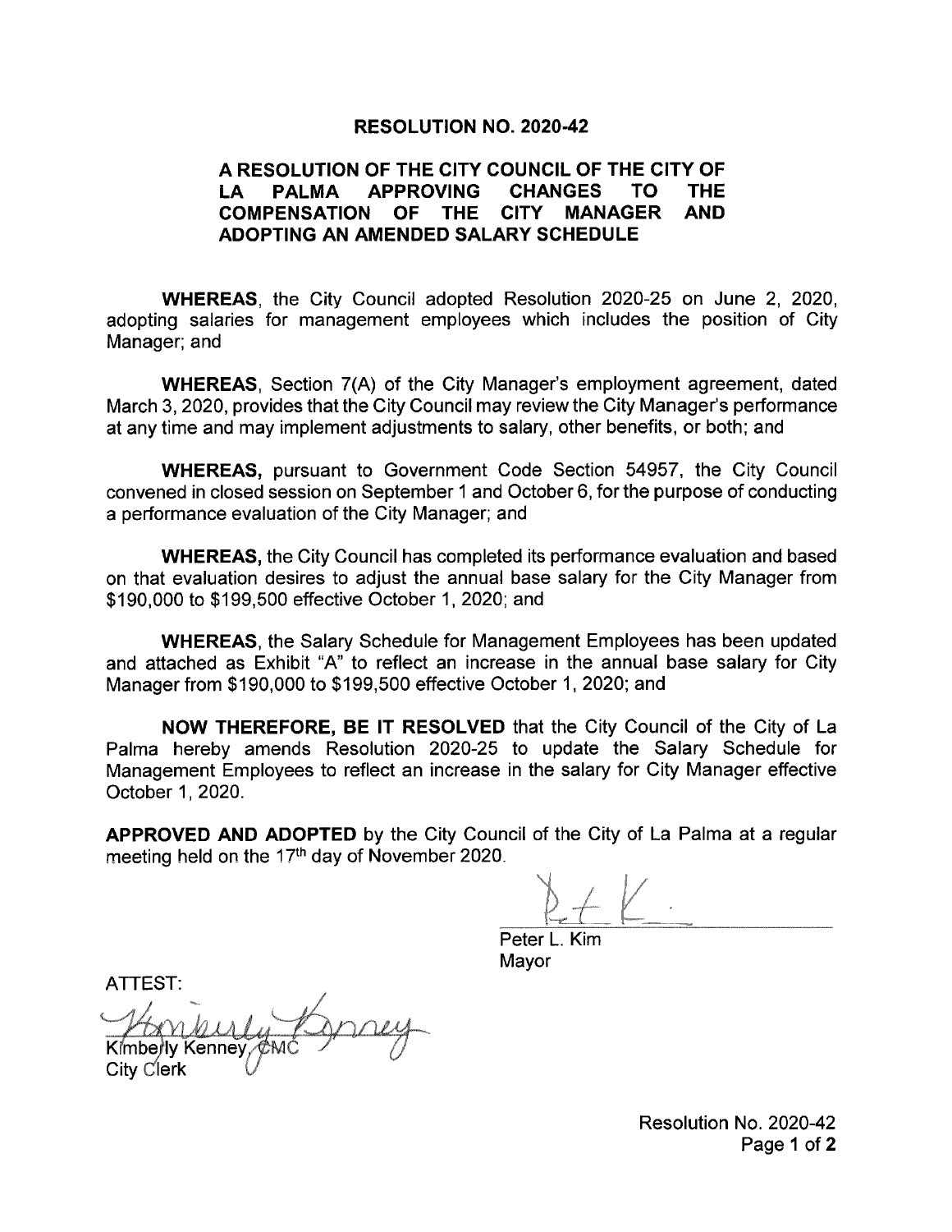# RESOLUTION NO. 2020-42

## A RESOLUTION OF THE CITY COUNCIL OF THE CITY OF LA PALMA APPROVING CHANGES TO THE COMPENSATION OF THE CITY MANAGER AND ADOPTING AN AMENDED SALARY SCHEDULE

**WHEREAS**, the City Council adopted Resolution 2020-25 on June 2, 2020, adopting salaries for management employees which includes the position of City Manager; and

**WHEREAS**, Section 7(A) of the City Manager's employment agreement, dated March 3, 2020, provides that the City Council may review the City Manager's performance at any time and may implement adjustments to salary, other benefits, or both; and

**WHEREAS,** pursuant to Government Code Section 54957, the City Council convened in closed session on September 1 and October 6, for the purpose of conducting a performance evaluation of the City Manager; and

**WHEREAS,** the City Council has completed its performance evaluation and based on that evaluation desires to adjust the annual base salary for the City Manager from $190,000 to $199,500 effective October 1, 2020; and

**WHEREAS**, the Salary Schedule for Management Employees has been updated and attached as Exhibit "A" to reflect an increase in the annual base salary for City Manager from $190,000 to $199,500 effective October 1, 2020; and

**NOW THEREFORE, BE IT RESOLVED** that the City Council of the City of La Palma hereby amends Resolution 2020-25 to update the Salary Schedule for Management Employees to reflect an increase in the salary for City Manager effective October 1, 2020.

**APPROVED AND ADOPTED** by the City Council of the City of La Palma at a regular meeting held on the 17th day of November 2020.

Peter L. Kim
Mayor

ATTEST:

Kimberly Kenney, CMC
City Clerk

Resolution No. 2020-42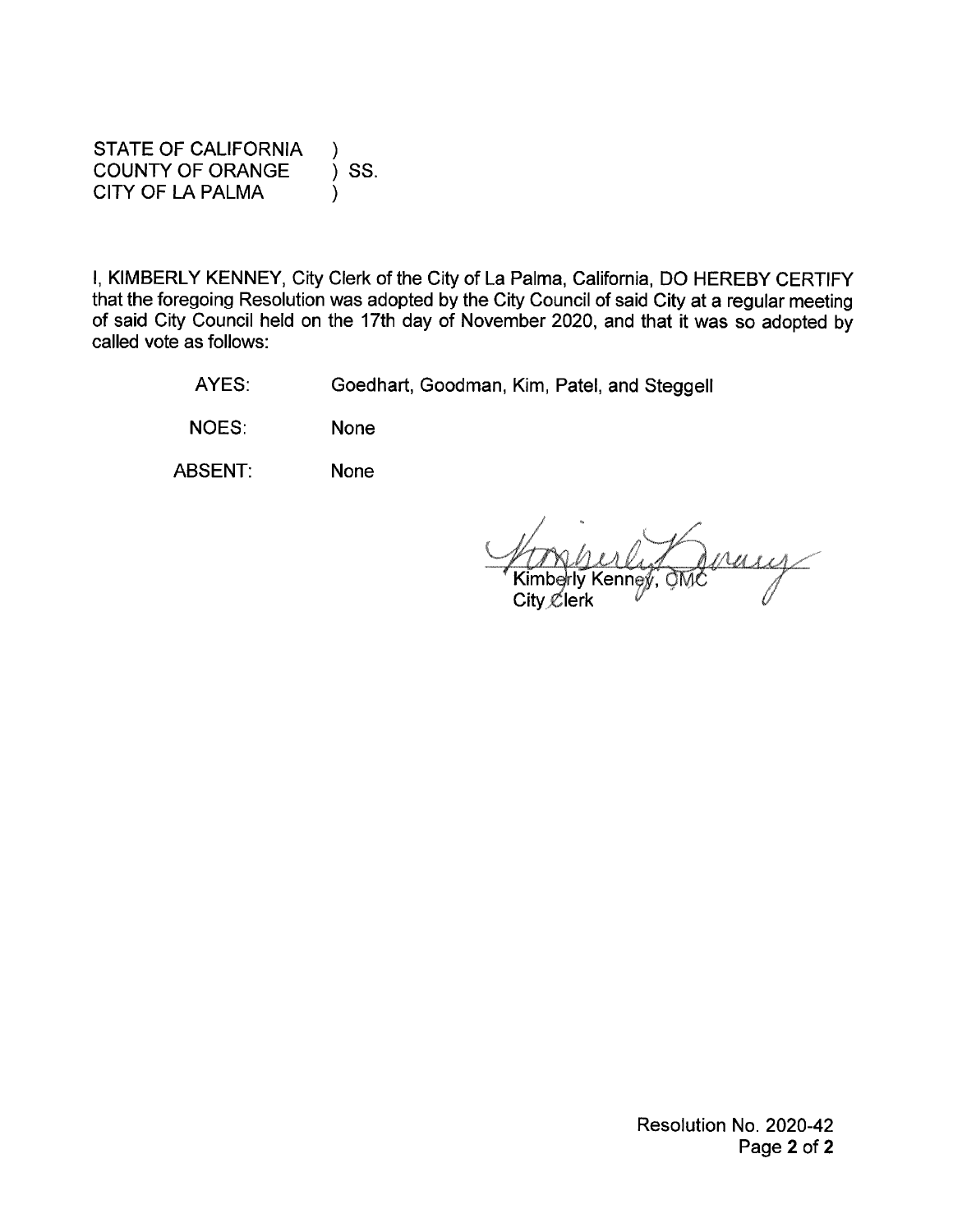STATE OF CALIFORNIA )
COUNTY OF ORANGE ) SS.
CITY OF LA PALMA )

I, KIMBERLY KENNEY, City Clerk of the City of La Palma, California, DO HEREBY CERTIFY that the foregoing Resolution was adopted by the City Council of said City at a regular meeting of said City Council held on the 17th day of November 2020, and that it was so adopted by called vote as follows:

AYES: Goedhart, Goodman, Kim, Patel, and Steggell

NOES: None

ABSENT: None

Kimberly Kenney, CMC
City Clerk

Resolution No. 2020-42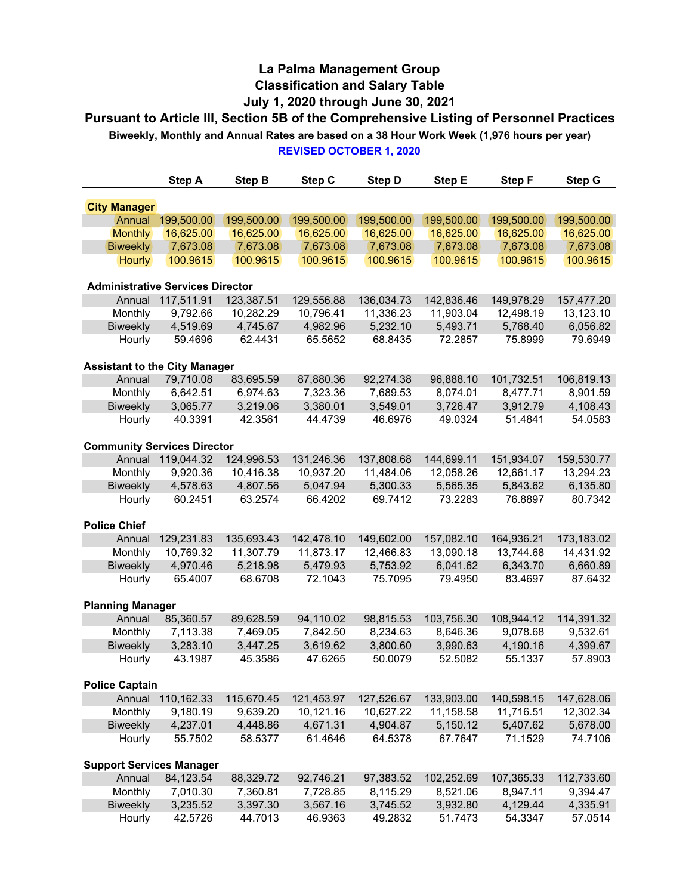# La Palma Management Group
## Classification and Salary Table
## July 1, 2020 through June 30, 2021
### Pursuant to Article III, Section 5B of the Comprehensive Listing of Personnel Practices

**Biweekly, Monthly and Annual Rates are based on a 38 Hour Work Week (1,976 hours per year)**

**REVISED OCTOBER 1, 2020**

| | Step A | Step B | Step C | Step D | Step E | Step F | Step G |
|---|---|---|---|---|---|---|---|
| **City Manager** | | | | | | | |
| Annual | 199,500.00 | 199,500.00 | 199,500.00 | 199,500.00 | 199,500.00 | 199,500.00 | 199,500.00 |
| Monthly | 16,625.00 | 16,625.00 | 16,625.00 | 16,625.00 | 16,625.00 | 16,625.00 | 16,625.00 |
| Biweekly | 7,673.08 | 7,673.08 | 7,673.08 | 7,673.08 | 7,673.08 | 7,673.08 | 7,673.08 |
| Hourly | 100.9615 | 100.9615 | 100.9615 | 100.9615 | 100.9615 | 100.9615 | 100.9615 |
| **Administrative Services Director** | | | | | | | |
| Annual | 117,511.91 | 123,387.51 | 129,556.88 | 136,034.73 | 142,836.46 | 149,978.29 | 157,477.20 |
| Monthly | 9,792.66 | 10,282.29 | 10,796.41 | 11,336.23 | 11,903.04 | 12,498.19 | 13,123.10 |
| Biweekly | 4,519.69 | 4,745.67 | 4,982.96 | 5,232.10 | 5,493.71 | 5,768.40 | 6,056.82 |
| Hourly | 59.4696 | 62.4431 | 65.5652 | 68.8435 | 72.2857 | 75.8999 | 79.6949 |
| **Assistant to the City Manager** | | | | | | | |
| Annual | 79,710.08 | 83,695.59 | 87,880.36 | 92,274.38 | 96,888.10 | 101,732.51 | 106,819.13 |
| Monthly | 6,642.51 | 6,974.63 | 7,323.36 | 7,689.53 | 8,074.01 | 8,477.71 | 8,901.59 |
| Biweekly | 3,065.77 | 3,219.06 | 3,380.01 | 3,549.01 | 3,726.47 | 3,912.79 | 4,108.43 |
| Hourly | 40.3391 | 42.3561 | 44.4739 | 46.6976 | 49.0324 | 51.4841 | 54.0583 |
| **Community Services Director** | | | | | | | |
| Annual | 119,044.32 | 124,996.53 | 131,246.36 | 137,808.68 | 144,699.11 | 151,934.07 | 159,530.77 |
| Monthly | 9,920.36 | 10,416.38 | 10,937.20 | 11,484.06 | 12,058.26 | 12,661.17 | 13,294.23 |
| Biweekly | 4,578.63 | 4,807.56 | 5,047.94 | 5,300.33 | 5,565.35 | 5,843.62 | 6,135.80 |
| Hourly | 60.2451 | 63.2574 | 66.4202 | 69.7412 | 73.2283 | 76.8897 | 80.7342 |
| **Police Chief** | | | | | | | |
| Annual | 129,231.83 | 135,693.43 | 142,478.10 | 149,602.00 | 157,082.10 | 164,936.21 | 173,183.02 |
| Monthly | 10,769.32 | 11,307.79 | 11,873.17 | 12,466.83 | 13,090.18 | 13,744.68 | 14,431.92 |
| Biweekly | 4,970.46 | 5,218.98 | 5,479.93 | 5,753.92 | 6,041.62 | 6,343.70 | 6,660.89 |
| Hourly | 65.4007 | 68.6708 | 72.1043 | 75.7095 | 79.4950 | 83.4697 | 87.6432 |
| **Planning Manager** | | | | | | | |
| Annual | 85,360.57 | 89,628.59 | 94,110.02 | 98,815.53 | 103,756.30 | 108,944.12 | 114,391.32 |
| Monthly | 7,113.38 | 7,469.05 | 7,842.50 | 8,234.63 | 8,646.36 | 9,078.68 | 9,532.61 |
| Biweekly | 3,283.10 | 3,447.25 | 3,619.62 | 3,800.60 | 3,990.63 | 4,190.16 | 4,399.67 |
| Hourly | 43.1987 | 45.3586 | 47.6265 | 50.0079 | 52.5082 | 55.1337 | 57.8903 |
| **Police Captain** | | | | | | | |
| Annual | 110,162.33 | 115,670.45 | 121,453.97 | 127,526.67 | 133,903.00 | 140,598.15 | 147,628.06 |
| Monthly | 9,180.19 | 9,639.20 | 10,121.16 | 10,627.22 | 11,158.58 | 11,716.51 | 12,302.34 |
| Biweekly | 4,237.01 | 4,448.86 | 4,671.31 | 4,904.87 | 5,150.12 | 5,407.62 | 5,678.00 |
| Hourly | 55.7502 | 58.5377 | 61.4646 | 64.5378 | 67.7647 | 71.1529 | 74.7106 |
| **Support Services Manager** | | | | | | | |
| Annual | 84,123.54 | 88,329.72 | 92,746.21 | 97,383.52 | 102,252.69 | 107,365.33 | 112,733.60 |
| Monthly | 7,010.30 | 7,360.81 | 7,728.85 | 8,115.29 | 8,521.06 | 8,947.11 | 9,394.47 |
| Biweekly | 3,235.52 | 3,397.30 | 3,567.16 | 3,745.52 | 3,932.80 | 4,129.44 | 4,335.91 |
| Hourly | 42.5726 | 44.7013 | 46.9363 | 49.2832 | 51.7473 | 54.3347 | 57.0514 |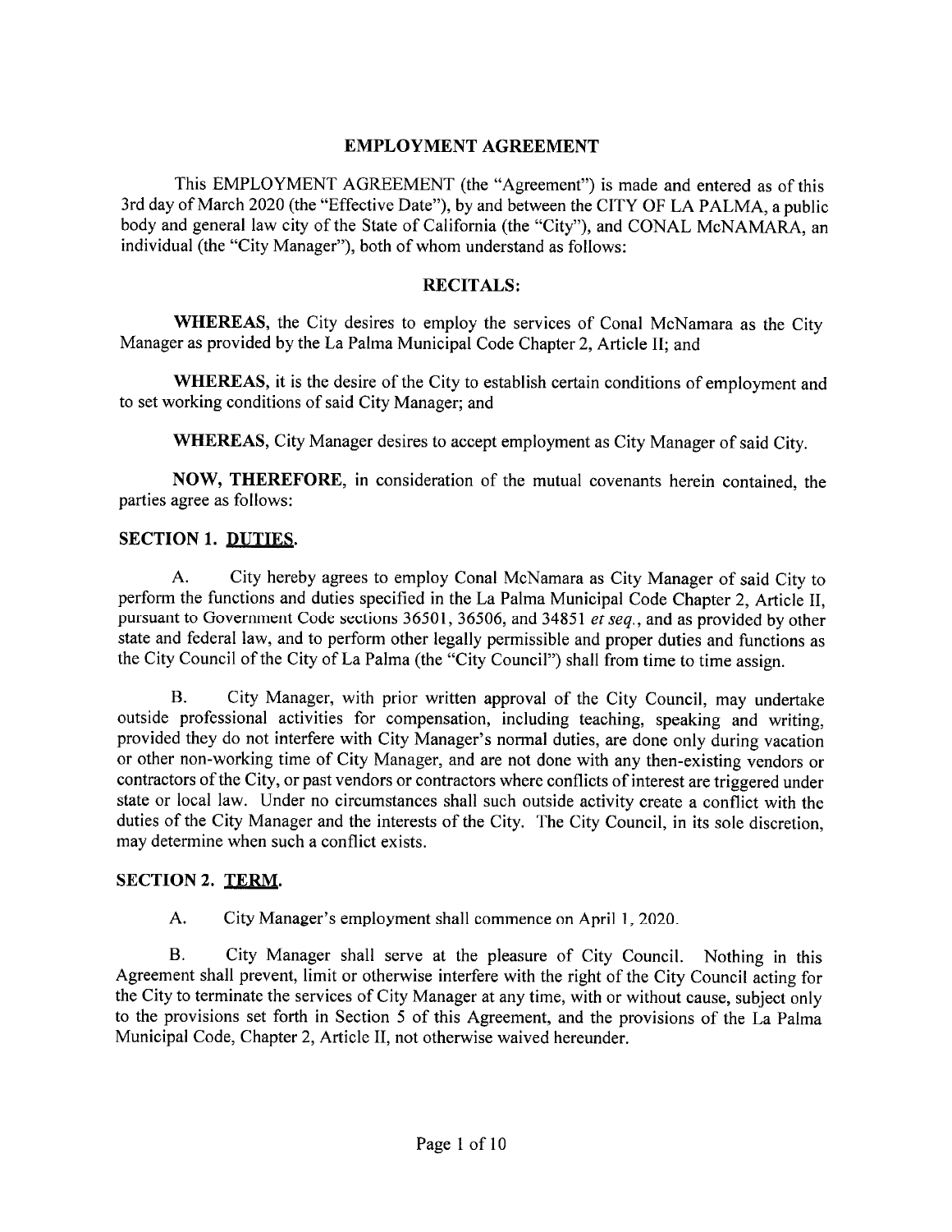## EMPLOYMENT AGREEMENT

This EMPLOYMENT AGREEMENT (the "Agreement") is made and entered as of this 3rd day of March 2020 (the "Effective Date"), by and between the CITY OF LA PALMA, a public body and general law city of the State of California (the "City"), and CONAL McNAMARA, an individual (the "City Manager"), both of whom understand as follows:

## RECITALS:

**WHEREAS,** the City desires to employ the services of Conal McNamara as the City Manager as provided by the La Palma Municipal Code Chapter 2, Article II; and

**WHEREAS,** it is the desire of the City to establish certain conditions of employment and to set working conditions of said City Manager; and

**WHEREAS,** City Manager desires to accept employment as City Manager of said City.

**NOW, THEREFORE,** in consideration of the mutual covenants herein contained, the parties agree as follows:

### SECTION 1. DUTIES.

A. City hereby agrees to employ Conal McNamara as City Manager of said City to perform the functions and duties specified in the La Palma Municipal Code Chapter 2, Article II, pursuant to Government Code sections 36501, 36506, and 34851 *et seq.*, and as provided by other state and federal law, and to perform other legally permissible and proper duties and functions as the City Council of the City of La Palma (the "City Council") shall from time to time assign.

B. City Manager, with prior written approval of the City Council, may undertake outside professional activities for compensation, including teaching, speaking and writing, provided they do not interfere with City Manager's normal duties, are done only during vacation or other non-working time of City Manager, and are not done with any then-existing vendors or contractors of the City, or past vendors or contractors where conflicts of interest are triggered under state or local law. Under no circumstances shall such outside activity create a conflict with the duties of the City Manager and the interests of the City. The City Council, in its sole discretion, may determine when such a conflict exists.

### SECTION 2. TERM.

A. City Manager's employment shall commence on April 1, 2020.

B. City Manager shall serve at the pleasure of City Council. Nothing in this Agreement shall prevent, limit or otherwise interfere with the right of the City Council acting for the City to terminate the services of City Manager at any time, with or without cause, subject only to the provisions set forth in Section 5 of this Agreement, and the provisions of the La Palma Municipal Code, Chapter 2, Article II, not otherwise waived hereunder.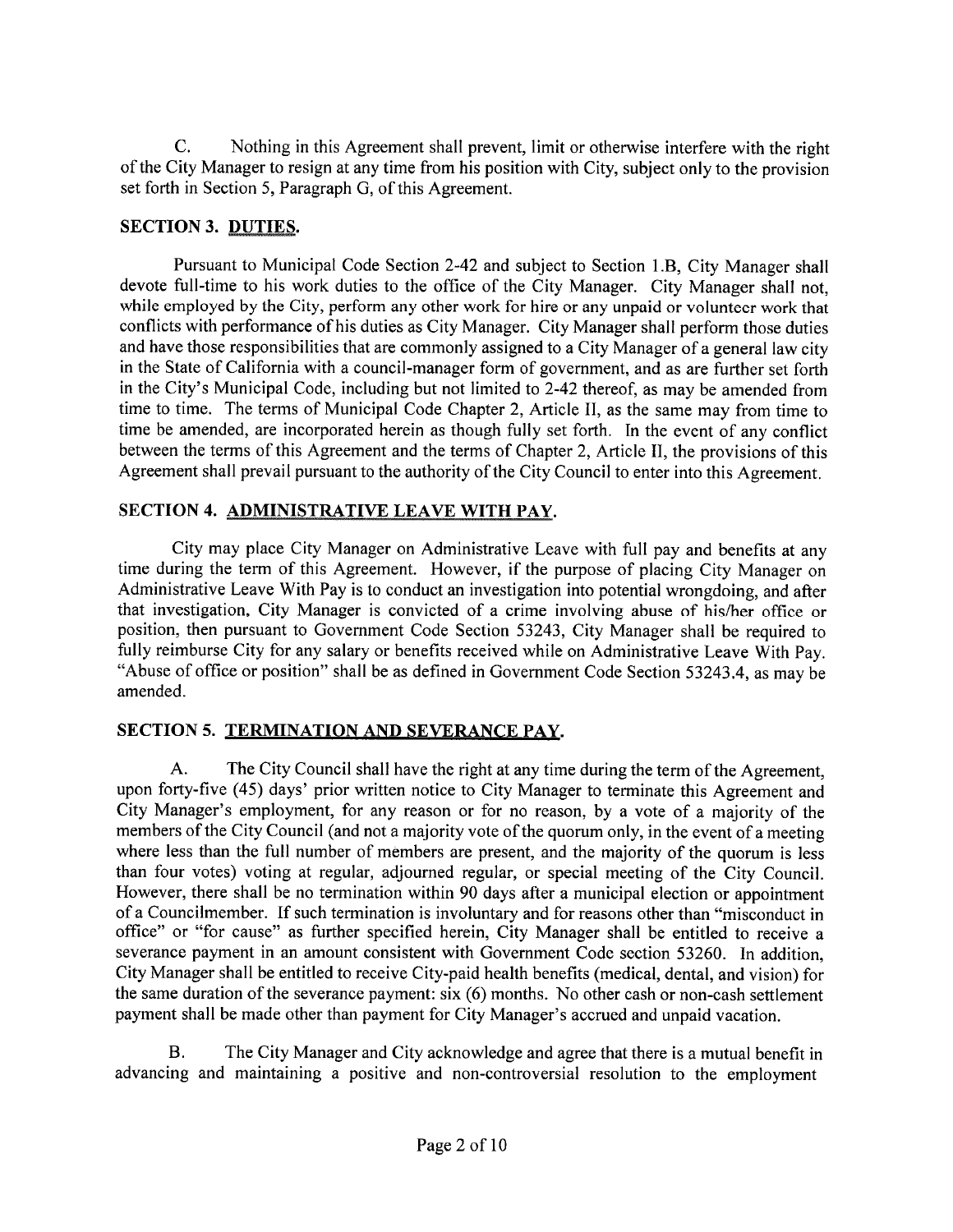C. Nothing in this Agreement shall prevent, limit or otherwise interfere with the right of the City Manager to resign at any time from his position with City, subject only to the provision set forth in Section 5, Paragraph G, of this Agreement.

## SECTION 3. DUTIES.

Pursuant to Municipal Code Section 2-42 and subject to Section 1.B, City Manager shall devote full-time to his work duties to the office of the City Manager. City Manager shall not, while employed by the City, perform any other work for hire or any unpaid or volunteer work that conflicts with performance of his duties as City Manager. City Manager shall perform those duties and have those responsibilities that are commonly assigned to a City Manager of a general law city in the State of California with a council-manager form of government, and as are further set forth in the City's Municipal Code, including but not limited to 2-42 thereof, as may be amended from time to time. The terms of Municipal Code Chapter 2, Article II, as the same may from time to time be amended, are incorporated herein as though fully set forth. In the event of any conflict between the terms of this Agreement and the terms of Chapter 2, Article II, the provisions of this Agreement shall prevail pursuant to the authority of the City Council to enter into this Agreement.

## SECTION 4. ADMINISTRATIVE LEAVE WITH PAY.

City may place City Manager on Administrative Leave with full pay and benefits at any time during the term of this Agreement. However, if the purpose of placing City Manager on Administrative Leave With Pay is to conduct an investigation into potential wrongdoing, and after that investigation, City Manager is convicted of a crime involving abuse of his/her office or position, then pursuant to Government Code Section 53243, City Manager shall be required to fully reimburse City for any salary or benefits received while on Administrative Leave With Pay. "Abuse of office or position" shall be as defined in Government Code Section 53243.4, as may be amended.

## SECTION 5. TERMINATION AND SEVERANCE PAY.

A. The City Council shall have the right at any time during the term of the Agreement, upon forty-five (45) days' prior written notice to City Manager to terminate this Agreement and City Manager's employment, for any reason or for no reason, by a vote of a majority of the members of the City Council (and not a majority vote of the quorum only, in the event of a meeting where less than the full number of members are present, and the majority of the quorum is less than four votes) voting at regular, adjourned regular, or special meeting of the City Council. However, there shall be no termination within 90 days after a municipal election or appointment of a Councilmember. If such termination is involuntary and for reasons other than "misconduct in office" or "for cause" as further specified herein, City Manager shall be entitled to receive a severance payment in an amount consistent with Government Code section 53260. In addition, City Manager shall be entitled to receive City-paid health benefits (medical, dental, and vision) for the same duration of the severance payment: six (6) months. No other cash or non-cash settlement payment shall be made other than payment for City Manager's accrued and unpaid vacation.

B. The City Manager and City acknowledge and agree that there is a mutual benefit in advancing and maintaining a positive and non-controversial resolution to the employment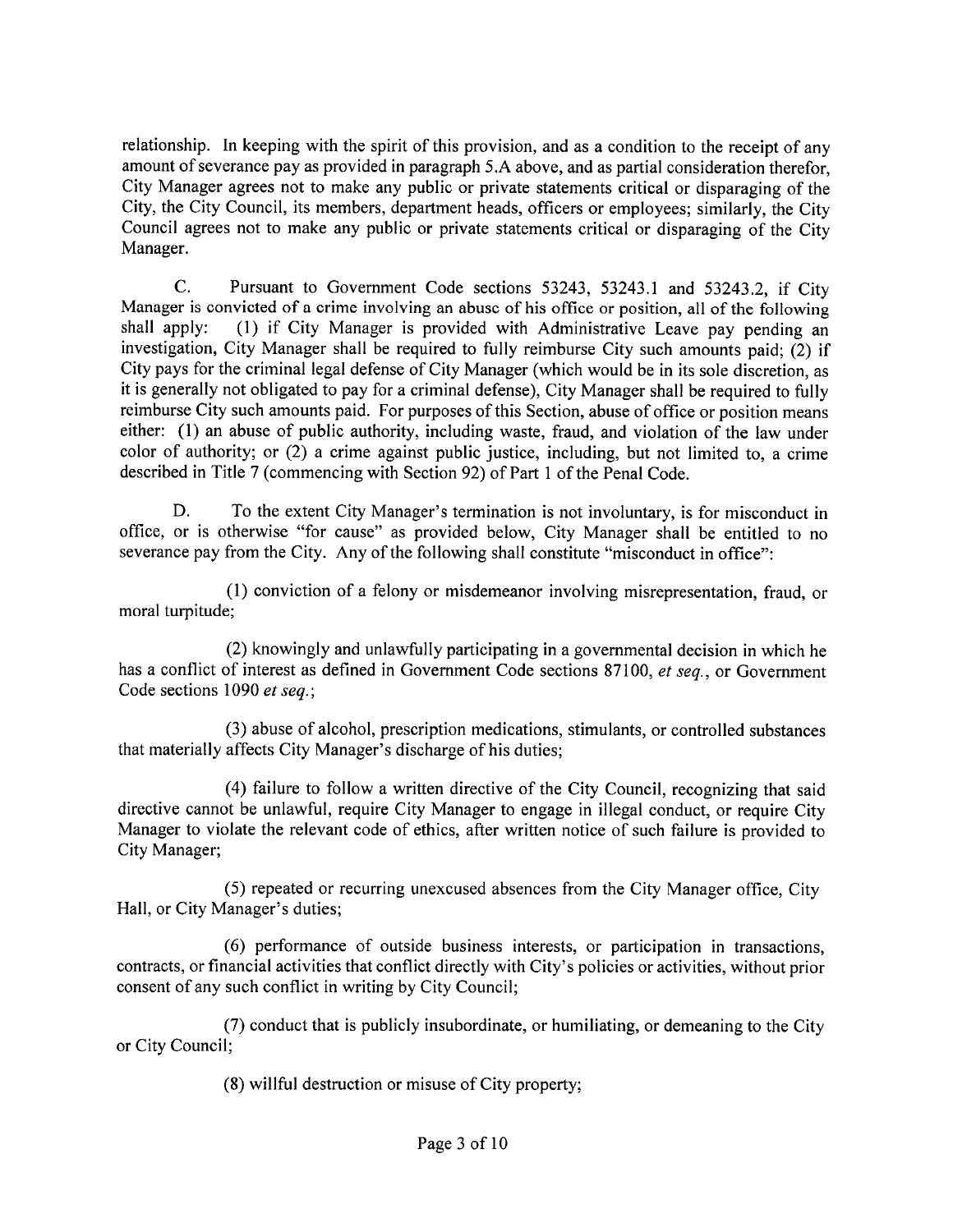relationship. In keeping with the spirit of this provision, and as a condition to the receipt of any amount of severance pay as provided in paragraph 5.A above, and as partial consideration therefor, City Manager agrees not to make any public or private statements critical or disparaging of the City, the City Council, its members, department heads, officers or employees; similarly, the City Council agrees not to make any public or private statements critical or disparaging of the City Manager.

C. Pursuant to Government Code sections 53243, 53243.1 and 53243.2, if City Manager is convicted of a crime involving an abuse of his office or position, all of the following shall apply: (1) if City Manager is provided with Administrative Leave pay pending an investigation, City Manager shall be required to fully reimburse City such amounts paid; (2) if City pays for the criminal legal defense of City Manager (which would be in its sole discretion, as it is generally not obligated to pay for a criminal defense), City Manager shall be required to fully reimburse City such amounts paid. For purposes of this Section, abuse of office or position means either: (1) an abuse of public authority, including waste, fraud, and violation of the law under color of authority; or (2) a crime against public justice, including, but not limited to, a crime described in Title 7 (commencing with Section 92) of Part 1 of the Penal Code.

D. To the extent City Manager's termination is not involuntary, is for misconduct in office, or is otherwise "for cause" as provided below, City Manager shall be entitled to no severance pay from the City. Any of the following shall constitute "misconduct in office":

(1) conviction of a felony or misdemeanor involving misrepresentation, fraud, or moral turpitude;

(2) knowingly and unlawfully participating in a governmental decision in which he has a conflict of interest as defined in Government Code sections 87100, *et seq.*, or Government Code sections 1090 *et seq.*;

(3) abuse of alcohol, prescription medications, stimulants, or controlled substances that materially affects City Manager's discharge of his duties;

(4) failure to follow a written directive of the City Council, recognizing that said directive cannot be unlawful, require City Manager to engage in illegal conduct, or require City Manager to violate the relevant code of ethics, after written notice of such failure is provided to City Manager;

(5) repeated or recurring unexcused absences from the City Manager office, City Hall, or City Manager's duties;

(6) performance of outside business interests, or participation in transactions, contracts, or financial activities that conflict directly with City's policies or activities, without prior consent of any such conflict in writing by City Council;

(7) conduct that is publicly insubordinate, or humiliating, or demeaning to the City or City Council;

(8) willful destruction or misuse of City property;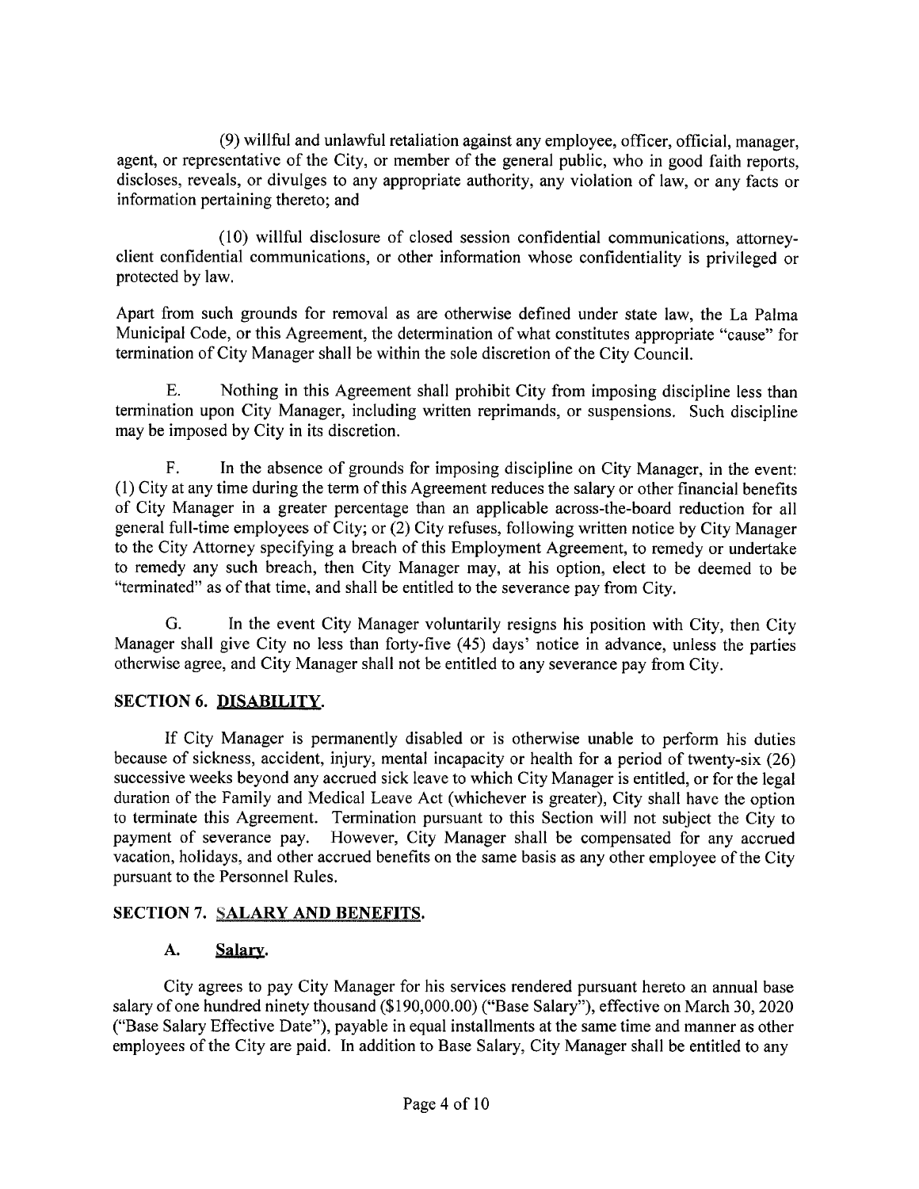(9) willful and unlawful retaliation against any employee, officer, official, manager, agent, or representative of the City, or member of the general public, who in good faith reports, discloses, reveals, or divulges to any appropriate authority, any violation of law, or any facts or information pertaining thereto; and

(10) willful disclosure of closed session confidential communications, attorney-client confidential communications, or other information whose confidentiality is privileged or protected by law.

Apart from such grounds for removal as are otherwise defined under state law, the La Palma Municipal Code, or this Agreement, the determination of what constitutes appropriate "cause" for termination of City Manager shall be within the sole discretion of the City Council.

E. Nothing in this Agreement shall prohibit City from imposing discipline less than termination upon City Manager, including written reprimands, or suspensions. Such discipline may be imposed by City in its discretion.

F. In the absence of grounds for imposing discipline on City Manager, in the event: (1) City at any time during the term of this Agreement reduces the salary or other financial benefits of City Manager in a greater percentage than an applicable across-the-board reduction for all general full-time employees of City; or (2) City refuses, following written notice by City Manager to the City Attorney specifying a breach of this Employment Agreement, to remedy or undertake to remedy any such breach, then City Manager may, at his option, elect to be deemed to be "terminated" as of that time, and shall be entitled to the severance pay from City.

G. In the event City Manager voluntarily resigns his position with City, then City Manager shall give City no less than forty-five (45) days' notice in advance, unless the parties otherwise agree, and City Manager shall not be entitled to any severance pay from City.

## SECTION 6. DISABILITY.

If City Manager is permanently disabled or is otherwise unable to perform his duties because of sickness, accident, injury, mental incapacity or health for a period of twenty-six (26) successive weeks beyond any accrued sick leave to which City Manager is entitled, or for the legal duration of the Family and Medical Leave Act (whichever is greater), City shall have the option to terminate this Agreement. Termination pursuant to this Section will not subject the City to payment of severance pay. However, City Manager shall be compensated for any accrued vacation, holidays, and other accrued benefits on the same basis as any other employee of the City pursuant to the Personnel Rules.

## SECTION 7. SALARY AND BENEFITS.

### A. Salary.

City agrees to pay City Manager for his services rendered pursuant hereto an annual base salary of one hundred ninety thousand ($190,000.00) ("Base Salary"), effective on March 30, 2020 ("Base Salary Effective Date"), payable in equal installments at the same time and manner as other employees of the City are paid. In addition to Base Salary, City Manager shall be entitled to any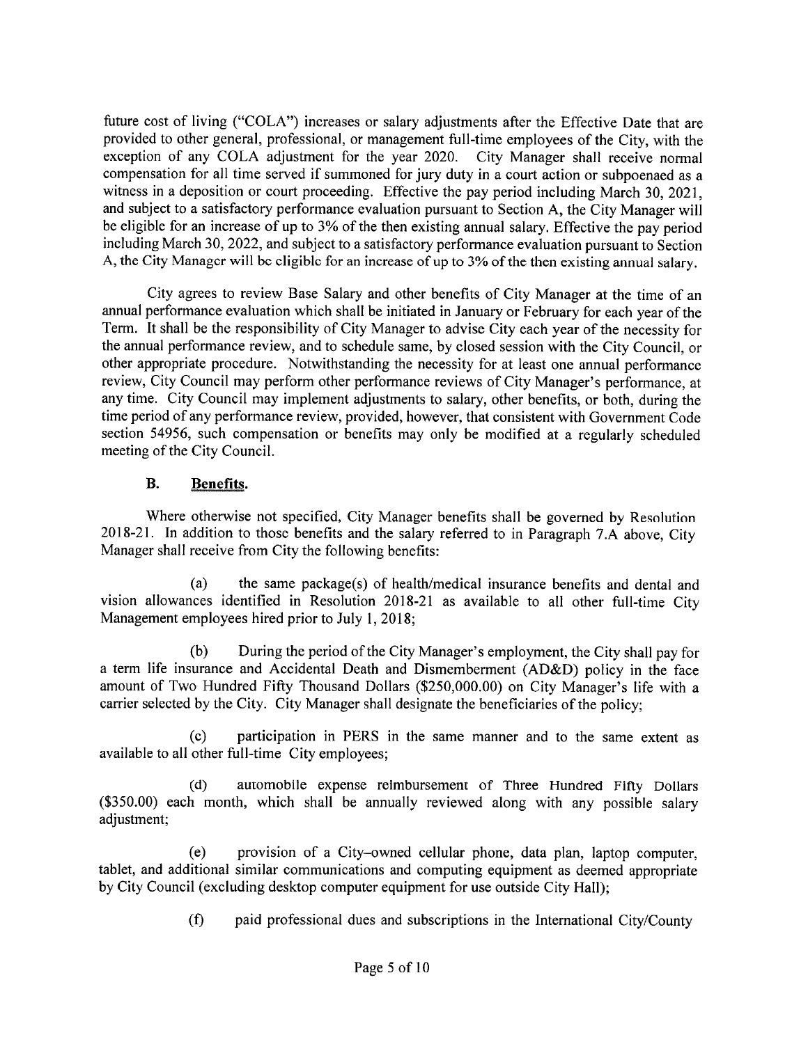future cost of living ("COLA") increases or salary adjustments after the Effective Date that are provided to other general, professional, or management full-time employees of the City, with the exception of any COLA adjustment for the year 2020. City Manager shall receive normal compensation for all time served if summoned for jury duty in a court action or subpoenaed as a witness in a deposition or court proceeding. Effective the pay period including March 30, 2021, and subject to a satisfactory performance evaluation pursuant to Section A, the City Manager will be eligible for an increase of up to 3% of the then existing annual salary. Effective the pay period including March 30, 2022, and subject to a satisfactory performance evaluation pursuant to Section A, the City Manager will be eligible for an increase of up to 3% of the then existing annual salary.

City agrees to review Base Salary and other benefits of City Manager at the time of an annual performance evaluation which shall be initiated in January or February for each year of the Term. It shall be the responsibility of City Manager to advise City each year of the necessity for the annual performance review, and to schedule same, by closed session with the City Council, or other appropriate procedure. Notwithstanding the necessity for at least one annual performance review, City Council may perform other performance reviews of City Manager's performance, at any time. City Council may implement adjustments to salary, other benefits, or both, during the time period of any performance review, provided, however, that consistent with Government Code section 54956, such compensation or benefits may only be modified at a regularly scheduled meeting of the City Council.

### B. Benefits.

Where otherwise not specified, City Manager benefits shall be governed by Resolution 2018-21. In addition to those benefits and the salary referred to in Paragraph 7.A above, City Manager shall receive from City the following benefits:

(a) the same package(s) of health/medical insurance benefits and dental and vision allowances identified in Resolution 2018-21 as available to all other full-time City Management employees hired prior to July 1, 2018;

(b) During the period of the City Manager's employment, the City shall pay for a term life insurance and Accidental Death and Dismemberment (AD&D) policy in the face amount of Two Hundred Fifty Thousand Dollars ($250,000.00) on City Manager's life with a carrier selected by the City. City Manager shall designate the beneficiaries of the policy;

(c) participation in PERS in the same manner and to the same extent as available to all other full-time City employees;

(d) automobile expense reimbursement of Three Hundred Fifty Dollars ($350.00) each month, which shall be annually reviewed along with any possible salary adjustment;

(e) provision of a City–owned cellular phone, data plan, laptop computer, tablet, and additional similar communications and computing equipment as deemed appropriate by City Council (excluding desktop computer equipment for use outside City Hall);

(f) paid professional dues and subscriptions in the International City/County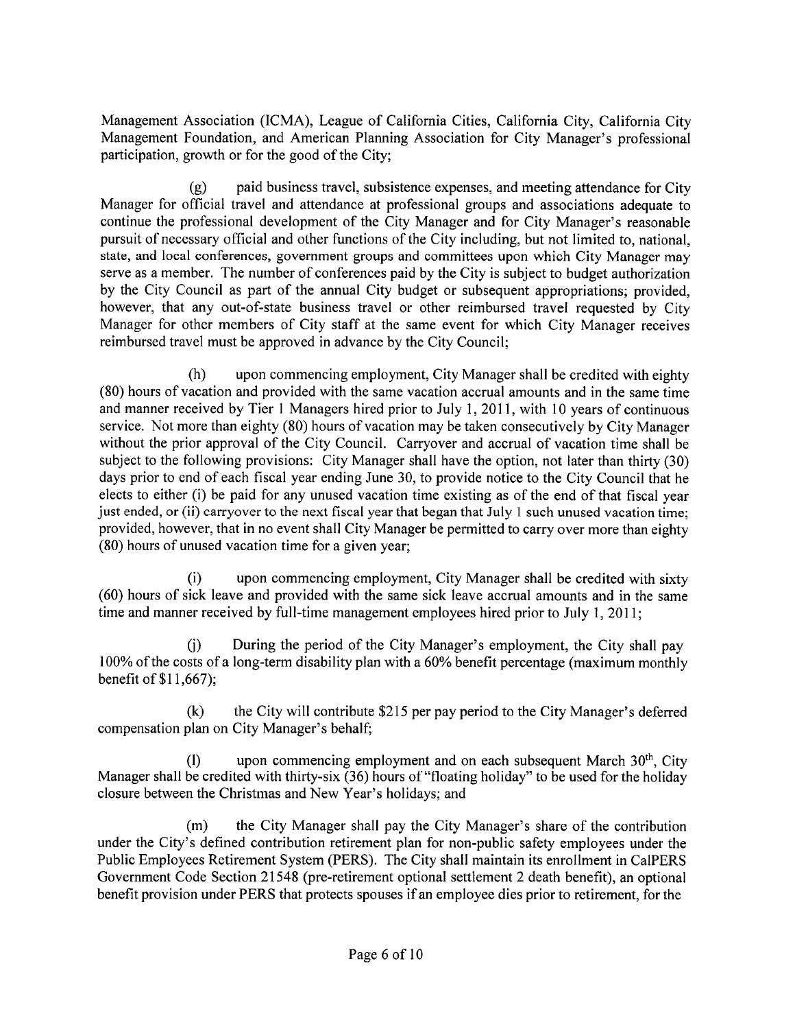Management Association (ICMA), League of California Cities, California City, California City Management Foundation, and American Planning Association for City Manager's professional participation, growth or for the good of the City;

(g) paid business travel, subsistence expenses, and meeting attendance for City Manager for official travel and attendance at professional groups and associations adequate to continue the professional development of the City Manager and for City Manager's reasonable pursuit of necessary official and other functions of the City including, but not limited to, national, state, and local conferences, government groups and committees upon which City Manager may serve as a member. The number of conferences paid by the City is subject to budget authorization by the City Council as part of the annual City budget or subsequent appropriations; provided, however, that any out-of-state business travel or other reimbursed travel requested by City Manager for other members of City staff at the same event for which City Manager receives reimbursed travel must be approved in advance by the City Council;

(h) upon commencing employment, City Manager shall be credited with eighty (80) hours of vacation and provided with the same vacation accrual amounts and in the same time and manner received by Tier 1 Managers hired prior to July 1, 2011, with 10 years of continuous service. Not more than eighty (80) hours of vacation may be taken consecutively by City Manager without the prior approval of the City Council. Carryover and accrual of vacation time shall be subject to the following provisions: City Manager shall have the option, not later than thirty (30) days prior to end of each fiscal year ending June 30, to provide notice to the City Council that he elects to either (i) be paid for any unused vacation time existing as of the end of that fiscal year just ended, or (ii) carryover to the next fiscal year that began that July 1 such unused vacation time; provided, however, that in no event shall City Manager be permitted to carry over more than eighty (80) hours of unused vacation time for a given year;

(i) upon commencing employment, City Manager shall be credited with sixty (60) hours of sick leave and provided with the same sick leave accrual amounts and in the same time and manner received by full-time management employees hired prior to July 1, 2011;

(j) During the period of the City Manager's employment, the City shall pay 100% of the costs of a long-term disability plan with a 60% benefit percentage (maximum monthly benefit of $11,667);

(k) the City will contribute $215 per pay period to the City Manager's deferred compensation plan on City Manager's behalf;

(l) upon commencing employment and on each subsequent March 30th, City Manager shall be credited with thirty-six (36) hours of "floating holiday" to be used for the holiday closure between the Christmas and New Year's holidays; and

(m) the City Manager shall pay the City Manager's share of the contribution under the City's defined contribution retirement plan for non-public safety employees under the Public Employees Retirement System (PERS). The City shall maintain its enrollment in CalPERS Government Code Section 21548 (pre-retirement optional settlement 2 death benefit), an optional benefit provision under PERS that protects spouses if an employee dies prior to retirement, for the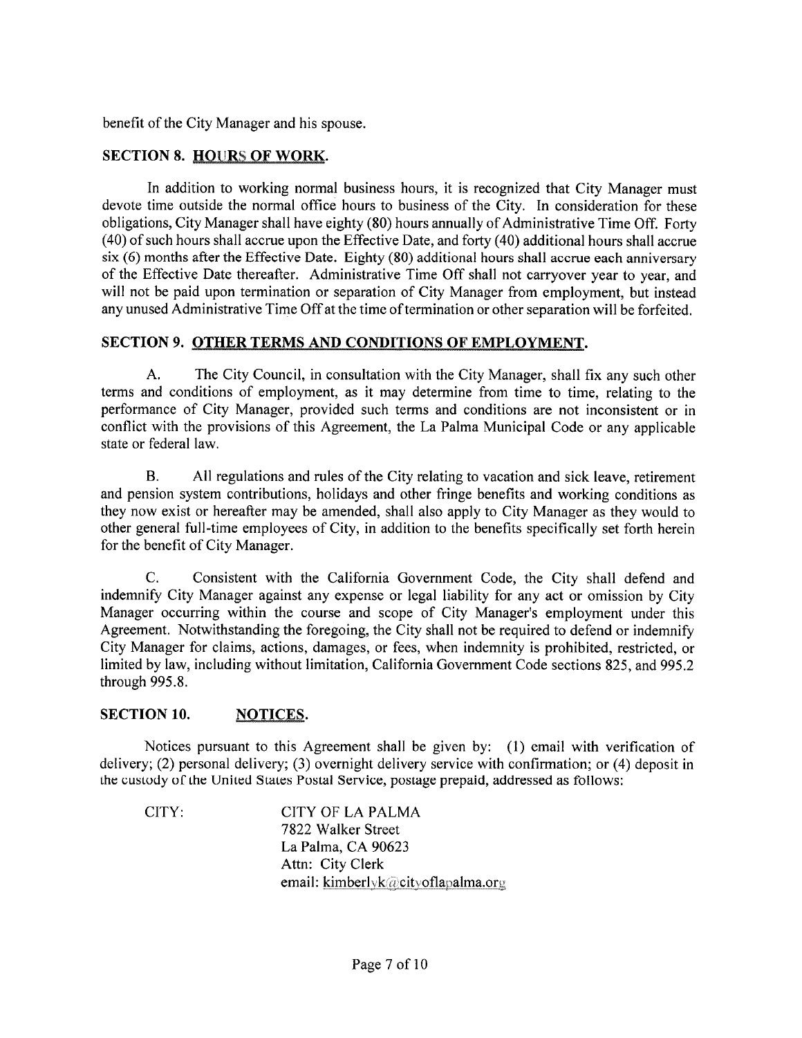benefit of the City Manager and his spouse.

## SECTION 8. HOURS OF WORK.

In addition to working normal business hours, it is recognized that City Manager must devote time outside the normal office hours to business of the City. In consideration for these obligations, City Manager shall have eighty (80) hours annually of Administrative Time Off. Forty (40) of such hours shall accrue upon the Effective Date, and forty (40) additional hours shall accrue six (6) months after the Effective Date. Eighty (80) additional hours shall accrue each anniversary of the Effective Date thereafter. Administrative Time Off shall not carryover year to year, and will not be paid upon termination or separation of City Manager from employment, but instead any unused Administrative Time Off at the time of termination or other separation will be forfeited.

## SECTION 9. OTHER TERMS AND CONDITIONS OF EMPLOYMENT.

A. The City Council, in consultation with the City Manager, shall fix any such other terms and conditions of employment, as it may determine from time to time, relating to the performance of City Manager, provided such terms and conditions are not inconsistent or in conflict with the provisions of this Agreement, the La Palma Municipal Code or any applicable state or federal law.

B. All regulations and rules of the City relating to vacation and sick leave, retirement and pension system contributions, holidays and other fringe benefits and working conditions as they now exist or hereafter may be amended, shall also apply to City Manager as they would to other general full-time employees of City, in addition to the benefits specifically set forth herein for the benefit of City Manager.

C. Consistent with the California Government Code, the City shall defend and indemnify City Manager against any expense or legal liability for any act or omission by City Manager occurring within the course and scope of City Manager's employment under this Agreement. Notwithstanding the foregoing, the City shall not be required to defend or indemnify City Manager for claims, actions, damages, or fees, when indemnity is prohibited, restricted, or limited by law, including without limitation, California Government Code sections 825, and 995.2 through 995.8.

## SECTION 10. NOTICES.

Notices pursuant to this Agreement shall be given by: (1) email with verification of delivery; (2) personal delivery; (3) overnight delivery service with confirmation; or (4) deposit in the custody of the United States Postal Service, postage prepaid, addressed as follows:

CITY:

CITY OF LA PALMA
7822 Walker Street
La Palma, CA 90623
Attn: City Clerk
email: kimberlyk@cityoflapalma.org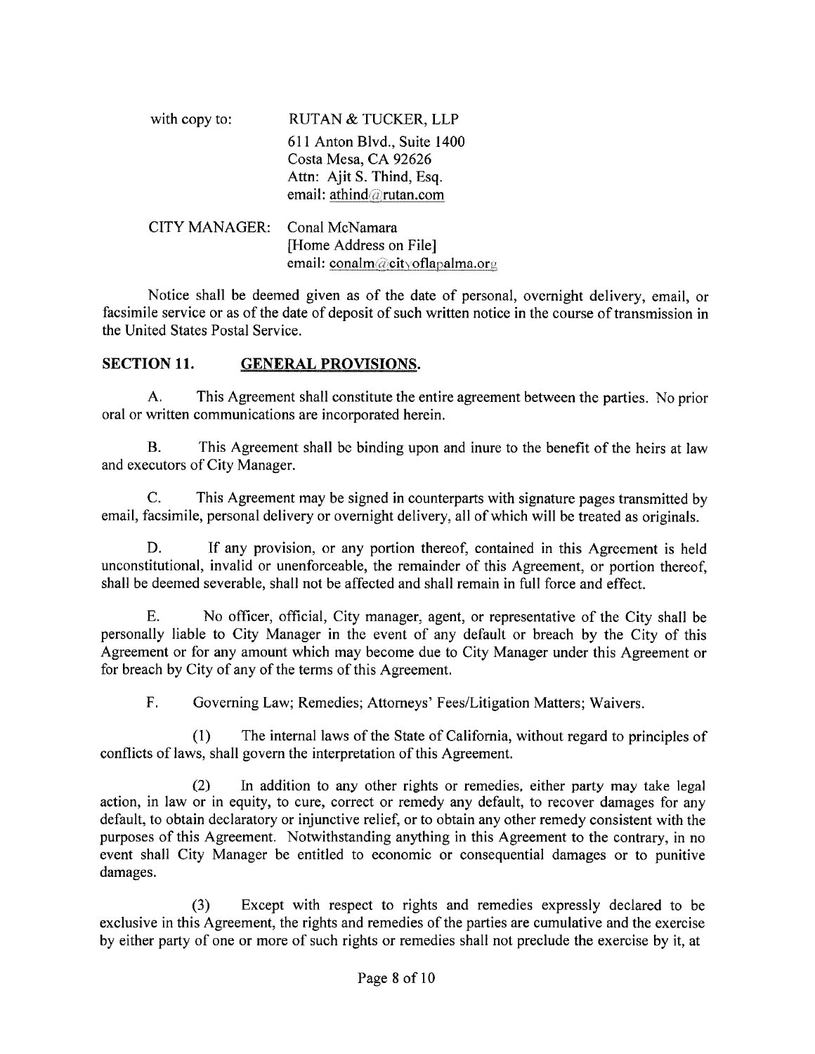with copy to: RUTAN & TUCKER, LLP
611 Anton Blvd., Suite 1400
Costa Mesa, CA 92626
Attn: Ajit S. Thind, Esq.
email: athind@rutan.com

CITY MANAGER: Conal McNamara
[Home Address on File]
email: conalm@cityoflapalma.org

Notice shall be deemed given as of the date of personal, overnight delivery, email, or facsimile service or as of the date of deposit of such written notice in the course of transmission in the United States Postal Service.

## SECTION 11. GENERAL PROVISIONS.

A. This Agreement shall constitute the entire agreement between the parties. No prior oral or written communications are incorporated herein.

B. This Agreement shall be binding upon and inure to the benefit of the heirs at law and executors of City Manager.

C. This Agreement may be signed in counterparts with signature pages transmitted by email, facsimile, personal delivery or overnight delivery, all of which will be treated as originals.

D. If any provision, or any portion thereof, contained in this Agreement is held unconstitutional, invalid or unenforceable, the remainder of this Agreement, or portion thereof, shall be deemed severable, shall not be affected and shall remain in full force and effect.

E. No officer, official, City manager, agent, or representative of the City shall be personally liable to City Manager in the event of any default or breach by the City of this Agreement or for any amount which may become due to City Manager under this Agreement or for breach by City of any of the terms of this Agreement.

F. Governing Law; Remedies; Attorneys' Fees/Litigation Matters; Waivers.

(1) The internal laws of the State of California, without regard to principles of conflicts of laws, shall govern the interpretation of this Agreement.

(2) In addition to any other rights or remedies, either party may take legal action, in law or in equity, to cure, correct or remedy any default, to recover damages for any default, to obtain declaratory or injunctive relief, or to obtain any other remedy consistent with the purposes of this Agreement. Notwithstanding anything in this Agreement to the contrary, in no event shall City Manager be entitled to economic or consequential damages or to punitive damages.

(3) Except with respect to rights and remedies expressly declared to be exclusive in this Agreement, the rights and remedies of the parties are cumulative and the exercise by either party of one or more of such rights or remedies shall not preclude the exercise by it, at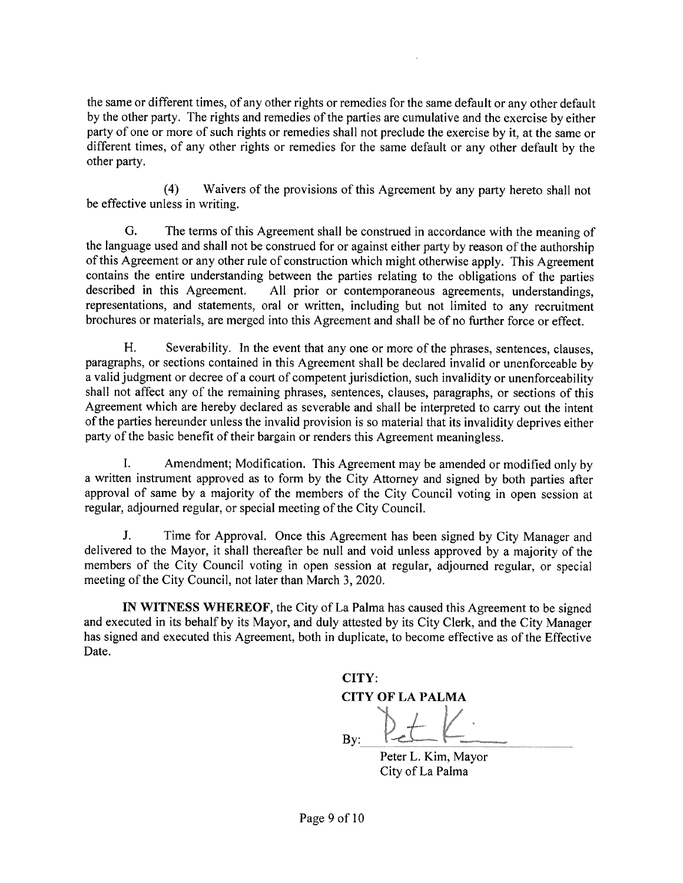the same or different times, of any other rights or remedies for the same default or any other default by the other party. The rights and remedies of the parties are cumulative and the exercise by either party of one or more of such rights or remedies shall not preclude the exercise by it, at the same or different times, of any other rights or remedies for the same default or any other default by the other party.

(4) Waivers of the provisions of this Agreement by any party hereto shall not be effective unless in writing.

G. The terms of this Agreement shall be construed in accordance with the meaning of the language used and shall not be construed for or against either party by reason of the authorship of this Agreement or any other rule of construction which might otherwise apply. This Agreement contains the entire understanding between the parties relating to the obligations of the parties described in this Agreement. All prior or contemporaneous agreements, understandings, representations, and statements, oral or written, including but not limited to any recruitment brochures or materials, are merged into this Agreement and shall be of no further force or effect.

H. Severability. In the event that any one or more of the phrases, sentences, clauses, paragraphs, or sections contained in this Agreement shall be declared invalid or unenforceable by a valid judgment or decree of a court of competent jurisdiction, such invalidity or unenforceability shall not affect any of the remaining phrases, sentences, clauses, paragraphs, or sections of this Agreement which are hereby declared as severable and shall be interpreted to carry out the intent of the parties hereunder unless the invalid provision is so material that its invalidity deprives either party of the basic benefit of their bargain or renders this Agreement meaningless.

I. Amendment; Modification. This Agreement may be amended or modified only by a written instrument approved as to form by the City Attorney and signed by both parties after approval of same by a majority of the members of the City Council voting in open session at regular, adjourned regular, or special meeting of the City Council.

J. Time for Approval. Once this Agreement has been signed by City Manager and delivered to the Mayor, it shall thereafter be null and void unless approved by a majority of the members of the City Council voting in open session at regular, adjourned regular, or special meeting of the City Council, not later than March 3, 2020.

**IN WITNESS WHEREOF**, the City of La Palma has caused this Agreement to be signed and executed in its behalf by its Mayor, and duly attested by its City Clerk, and the City Manager has signed and executed this Agreement, both in duplicate, to become effective as of the Effective Date.

**CITY:**
**CITY OF LA PALMA**

By: ______________________
Peter L. Kim, Mayor
City of La Palma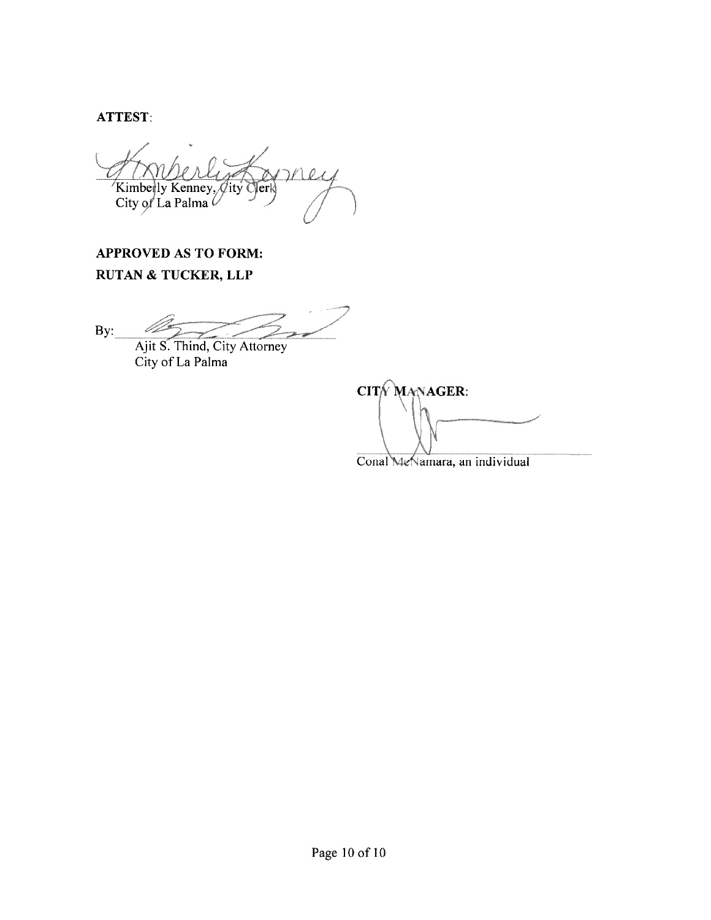**ATTEST:**

Kimberly Kenney, City Clerk
City of La Palma

**APPROVED AS TO FORM:**
**RUTAN & TUCKER, LLP**

By: ______________________
Ajit S. Thind, City Attorney
City of La Palma

**CITY MANAGER:**

______________________
Conal McNamara, an individual